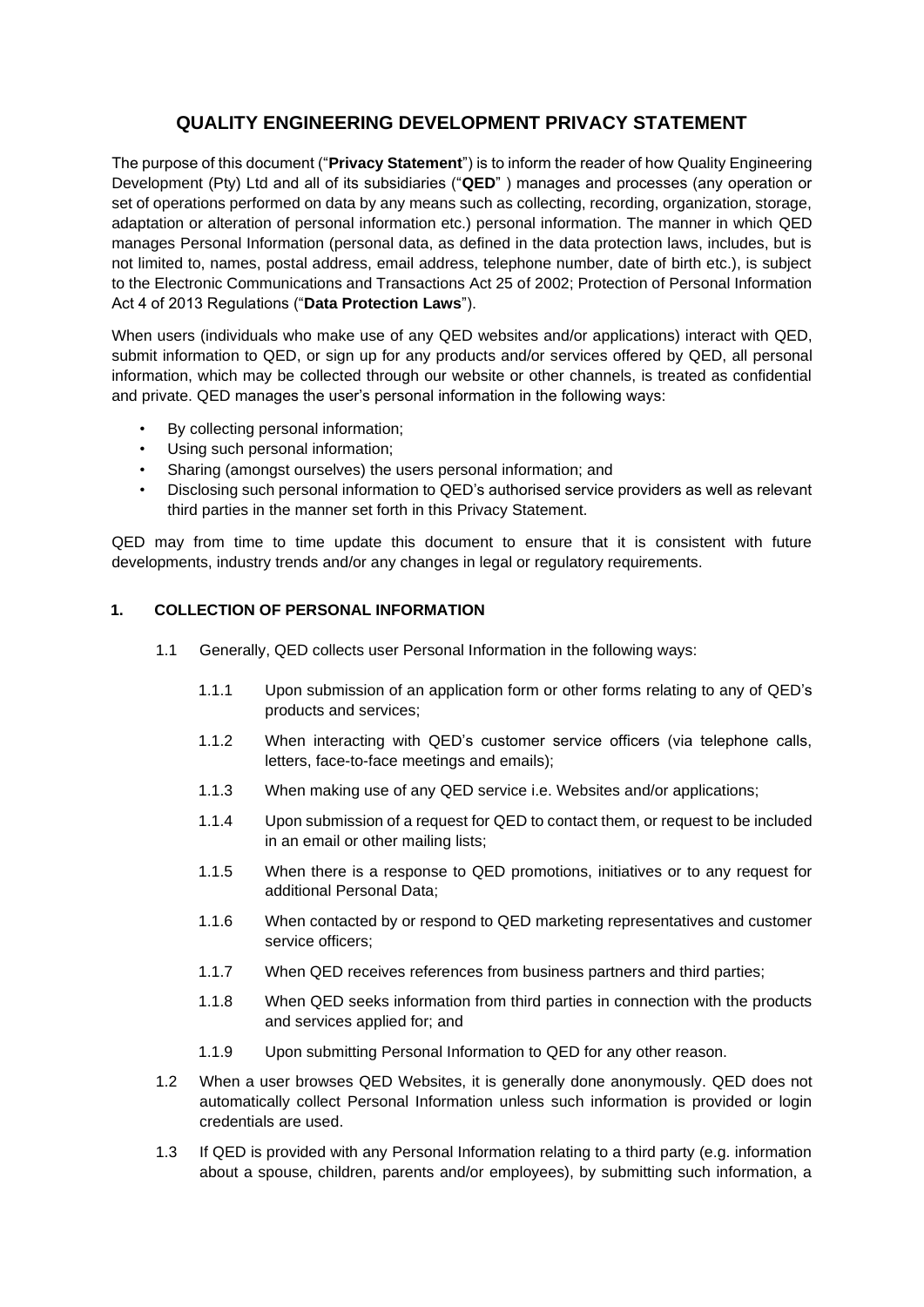# QUALITY ENGINEERING DEVELOPMENT PRIVACY STATEMENT

The purpose of this document ("**Privacy Statement**") is to inform the reader of how Quality Engineering Development (Pty) Ltd and all of its subsidiaries ("**QED**" ) manages and processes (any operation or set of operations performed on data by any means such as collecting, recording, organization, storage, adaptation or alteration of personal information etc.) personal information. The manner in which QED manages Personal Information (personal data, as defined in the data protection laws, includes, but is not limited to, names, postal address, email address, telephone number, date of birth etc.), is subject to the Electronic Communications and Transactions Act 25 of 2002; Protection of Personal Information Act 4 of 2013 Regulations ("**Data Protection Laws**").

When users (individuals who make use of any QED websites and/or applications) interact with QED, submit information to QED, or sign up for any products and/or services offered by QED, all personal information, which may be collected through our website or other channels, is treated as confidential and private. QED manages the user's personal information in the following ways:

- By collecting personal information;
- Using such personal information;
- Sharing (amongst ourselves) the users personal information; and
- Disclosing such personal information to QED's authorised service providers as well as relevant third parties in the manner set forth in this Privacy Statement.

QED may from time to time update this document to ensure that it is consistent with future developments, industry trends and/or any changes in legal or regulatory requirements.

## 1. COLLECTION OF PERSONAL INFORMATION

1.1 Generally, QED collects user Personal Information in the following ways:

1.1.1 Upon submission of an application form or other forms relating to any of QED's products and services;

1.1.2 When interacting with QED's customer service officers (via telephone calls, letters, face-to-face meetings and emails);

1.1.3 When making use of any QED service i.e. Websites and/or applications;

1.1.4 Upon submission of a request for QED to contact them, or request to be included in an email or other mailing lists;

1.1.5 When there is a response to QED promotions, initiatives or to any request for additional Personal Data;

1.1.6 When contacted by or respond to QED marketing representatives and customer service officers;

1.1.7 When QED receives references from business partners and third parties;

1.1.8 When QED seeks information from third parties in connection with the products and services applied for; and

1.1.9 Upon submitting Personal Information to QED for any other reason.

1.2 When a user browses QED Websites, it is generally done anonymously. QED does not automatically collect Personal Information unless such information is provided or login credentials are used.

1.3 If QED is provided with any Personal Information relating to a third party (e.g. information about a spouse, children, parents and/or employees), by submitting such information, a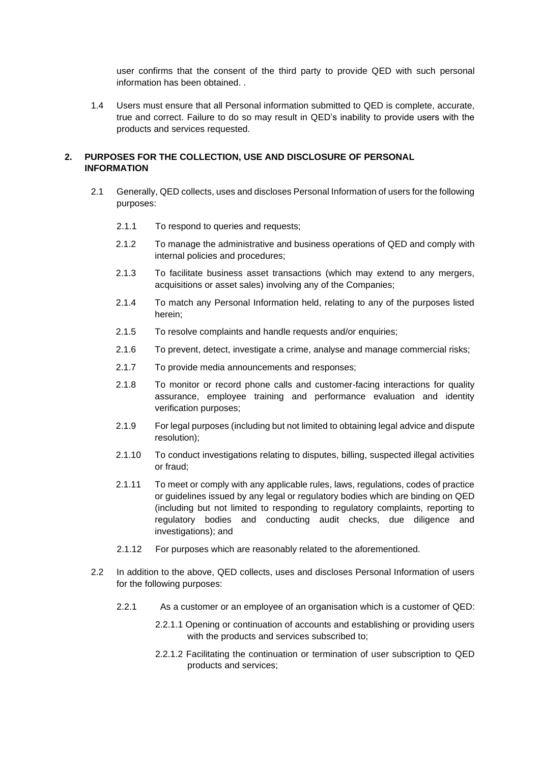user confirms that the consent of the third party to provide QED with such personal information has been obtained. .

1.4 Users must ensure that all Personal information submitted to QED is complete, accurate, true and correct. Failure to do so may result in QED's inability to provide users with the products and services requested.

## 2. PURPOSES FOR THE COLLECTION, USE AND DISCLOSURE OF PERSONAL INFORMATION

2.1 Generally, QED collects, uses and discloses Personal Information of users for the following purposes:

2.1.1 To respond to queries and requests;

2.1.2 To manage the administrative and business operations of QED and comply with internal policies and procedures;

2.1.3 To facilitate business asset transactions (which may extend to any mergers, acquisitions or asset sales) involving any of the Companies;

2.1.4 To match any Personal Information held, relating to any of the purposes listed herein;

2.1.5 To resolve complaints and handle requests and/or enquiries;

2.1.6 To prevent, detect, investigate a crime, analyse and manage commercial risks;

2.1.7 To provide media announcements and responses;

2.1.8 To monitor or record phone calls and customer-facing interactions for quality assurance, employee training and performance evaluation and identity verification purposes;

2.1.9 For legal purposes (including but not limited to obtaining legal advice and dispute resolution);

2.1.10 To conduct investigations relating to disputes, billing, suspected illegal activities or fraud;

2.1.11 To meet or comply with any applicable rules, laws, regulations, codes of practice or guidelines issued by any legal or regulatory bodies which are binding on QED (including but not limited to responding to regulatory complaints, reporting to regulatory bodies and conducting audit checks, due diligence and investigations); and

2.1.12 For purposes which are reasonably related to the aforementioned.

2.2 In addition to the above, QED collects, uses and discloses Personal Information of users for the following purposes:

2.2.1 As a customer or an employee of an organisation which is a customer of QED:

2.2.1.1 Opening or continuation of accounts and establishing or providing users with the products and services subscribed to;

2.2.1.2 Facilitating the continuation or termination of user subscription to QED products and services;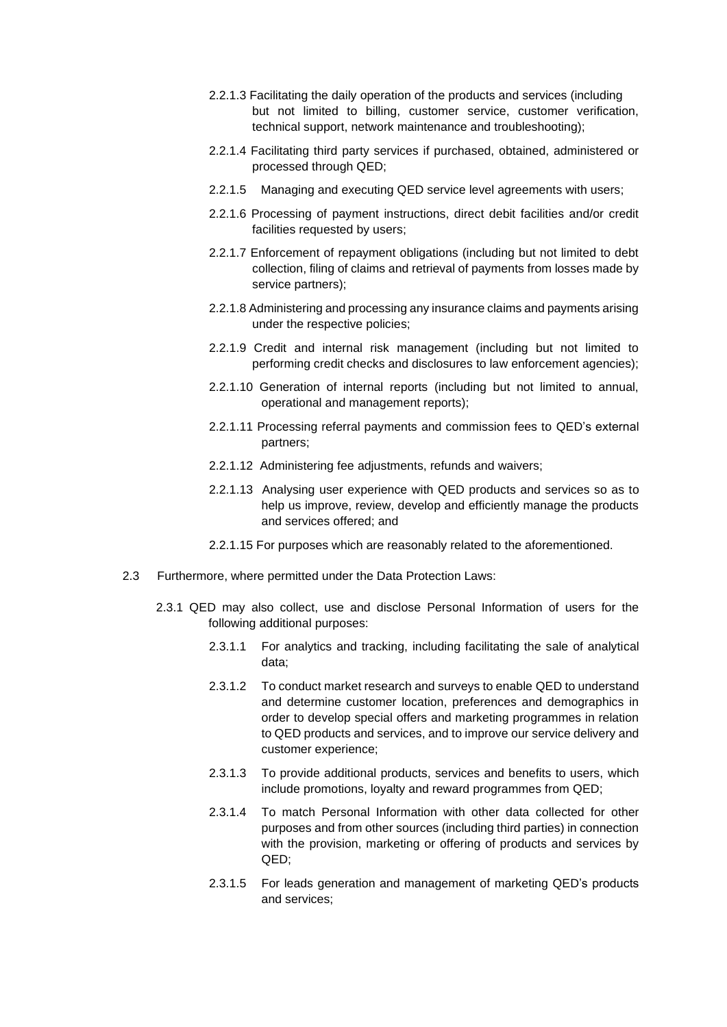2.2.1.3 Facilitating the daily operation of the products and services (including but not limited to billing, customer service, customer verification, technical support, network maintenance and troubleshooting);

2.2.1.4 Facilitating third party services if purchased, obtained, administered or processed through QED;

2.2.1.5 Managing and executing QED service level agreements with users;

2.2.1.6 Processing of payment instructions, direct debit facilities and/or credit facilities requested by users;

2.2.1.7 Enforcement of repayment obligations (including but not limited to debt collection, filing of claims and retrieval of payments from losses made by service partners);

2.2.1.8 Administering and processing any insurance claims and payments arising under the respective policies;

2.2.1.9 Credit and internal risk management (including but not limited to performing credit checks and disclosures to law enforcement agencies);

2.2.1.10 Generation of internal reports (including but not limited to annual, operational and management reports);

2.2.1.11 Processing referral payments and commission fees to QED's external partners;

2.2.1.12 Administering fee adjustments, refunds and waivers;

2.2.1.13 Analysing user experience with QED products and services so as to help us improve, review, develop and efficiently manage the products and services offered; and

2.2.1.15 For purposes which are reasonably related to the aforementioned.

2.3 Furthermore, where permitted under the Data Protection Laws:

2.3.1 QED may also collect, use and disclose Personal Information of users for the following additional purposes:

2.3.1.1 For analytics and tracking, including facilitating the sale of analytical data;

2.3.1.2 To conduct market research and surveys to enable QED to understand and determine customer location, preferences and demographics in order to develop special offers and marketing programmes in relation to QED products and services, and to improve our service delivery and customer experience;

2.3.1.3 To provide additional products, services and benefits to users, which include promotions, loyalty and reward programmes from QED;

2.3.1.4 To match Personal Information with other data collected for other purposes and from other sources (including third parties) in connection with the provision, marketing or offering of products and services by QED;

2.3.1.5 For leads generation and management of marketing QED's products and services;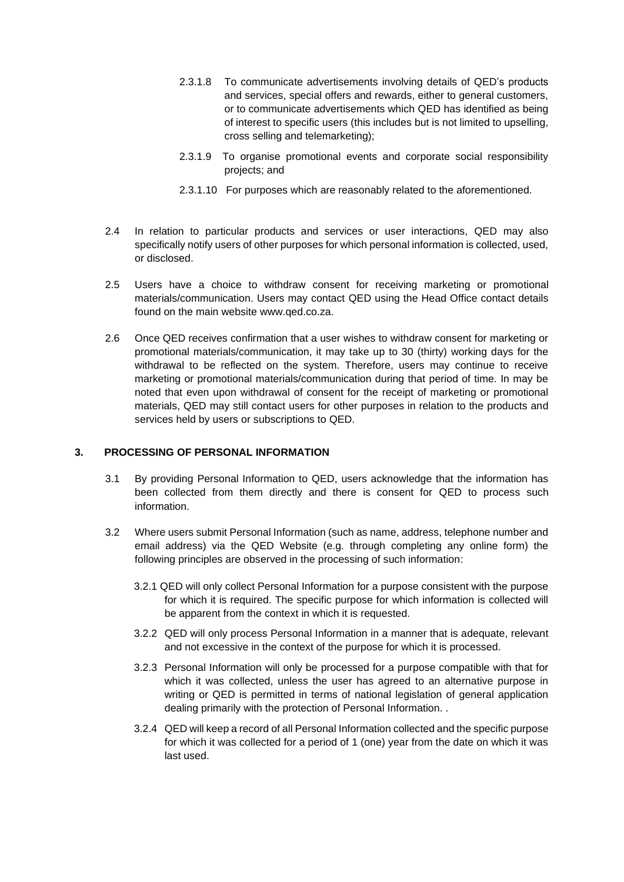2.3.1.8 To communicate advertisements involving details of QED's products and services, special offers and rewards, either to general customers, or to communicate advertisements which QED has identified as being of interest to specific users (this includes but is not limited to upselling, cross selling and telemarketing);

2.3.1.9 To organise promotional events and corporate social responsibility projects; and

2.3.1.10 For purposes which are reasonably related to the aforementioned.

2.4 In relation to particular products and services or user interactions, QED may also specifically notify users of other purposes for which personal information is collected, used, or disclosed.

2.5 Users have a choice to withdraw consent for receiving marketing or promotional materials/communication. Users may contact QED using the Head Office contact details found on the main website www.qed.co.za.

2.6 Once QED receives confirmation that a user wishes to withdraw consent for marketing or promotional materials/communication, it may take up to 30 (thirty) working days for the withdrawal to be reflected on the system. Therefore, users may continue to receive marketing or promotional materials/communication during that period of time. In may be noted that even upon withdrawal of consent for the receipt of marketing or promotional materials, QED may still contact users for other purposes in relation to the products and services held by users or subscriptions to QED.

## 3. PROCESSING OF PERSONAL INFORMATION

3.1 By providing Personal Information to QED, users acknowledge that the information has been collected from them directly and there is consent for QED to process such information.

3.2 Where users submit Personal Information (such as name, address, telephone number and email address) via the QED Website (e.g. through completing any online form) the following principles are observed in the processing of such information:

3.2.1 QED will only collect Personal Information for a purpose consistent with the purpose for which it is required. The specific purpose for which information is collected will be apparent from the context in which it is requested.

3.2.2 QED will only process Personal Information in a manner that is adequate, relevant and not excessive in the context of the purpose for which it is processed.

3.2.3 Personal Information will only be processed for a purpose compatible with that for which it was collected, unless the user has agreed to an alternative purpose in writing or QED is permitted in terms of national legislation of general application dealing primarily with the protection of Personal Information. .

3.2.4 QED will keep a record of all Personal Information collected and the specific purpose for which it was collected for a period of 1 (one) year from the date on which it was last used.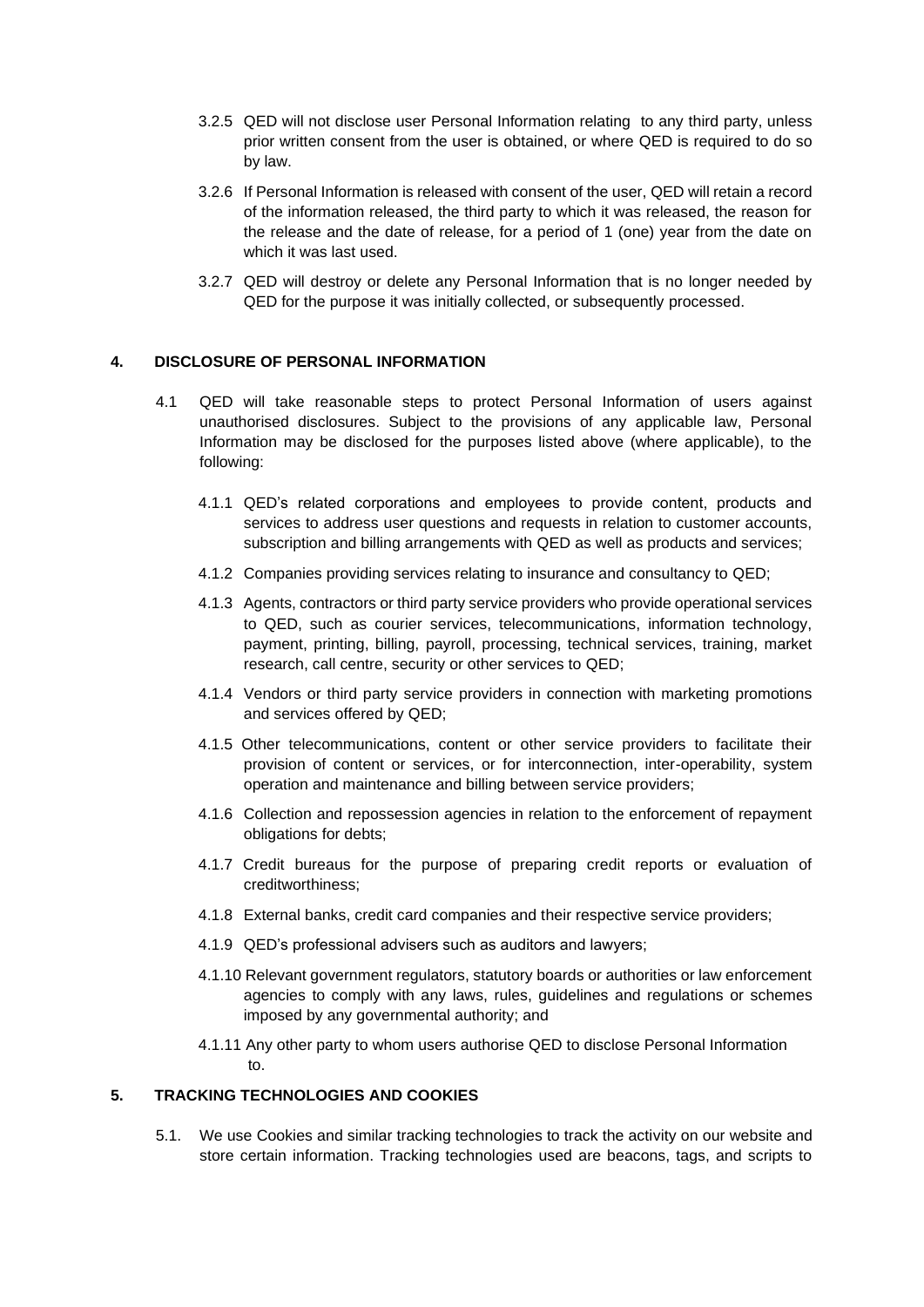3.2.5 QED will not disclose user Personal Information relating to any third party, unless prior written consent from the user is obtained, or where QED is required to do so by law.

3.2.6 If Personal Information is released with consent of the user, QED will retain a record of the information released, the third party to which it was released, the reason for the release and the date of release, for a period of 1 (one) year from the date on which it was last used.

3.2.7 QED will destroy or delete any Personal Information that is no longer needed by QED for the purpose it was initially collected, or subsequently processed.

## 4. DISCLOSURE OF PERSONAL INFORMATION

4.1 QED will take reasonable steps to protect Personal Information of users against unauthorised disclosures. Subject to the provisions of any applicable law, Personal Information may be disclosed for the purposes listed above (where applicable), to the following:

4.1.1 QED's related corporations and employees to provide content, products and services to address user questions and requests in relation to customer accounts, subscription and billing arrangements with QED as well as products and services;

4.1.2 Companies providing services relating to insurance and consultancy to QED;

4.1.3 Agents, contractors or third party service providers who provide operational services to QED, such as courier services, telecommunications, information technology, payment, printing, billing, payroll, processing, technical services, training, market research, call centre, security or other services to QED;

4.1.4 Vendors or third party service providers in connection with marketing promotions and services offered by QED;

4.1.5 Other telecommunications, content or other service providers to facilitate their provision of content or services, or for interconnection, inter-operability, system operation and maintenance and billing between service providers;

4.1.6 Collection and repossession agencies in relation to the enforcement of repayment obligations for debts;

4.1.7 Credit bureaus for the purpose of preparing credit reports or evaluation of creditworthiness;

4.1.8 External banks, credit card companies and their respective service providers;

4.1.9 QED's professional advisers such as auditors and lawyers;

4.1.10 Relevant government regulators, statutory boards or authorities or law enforcement agencies to comply with any laws, rules, guidelines and regulations or schemes imposed by any governmental authority; and

4.1.11 Any other party to whom users authorise QED to disclose Personal Information to.

## 5. TRACKING TECHNOLOGIES AND COOKIES

5.1. We use Cookies and similar tracking technologies to track the activity on our website and store certain information. Tracking technologies used are beacons, tags, and scripts to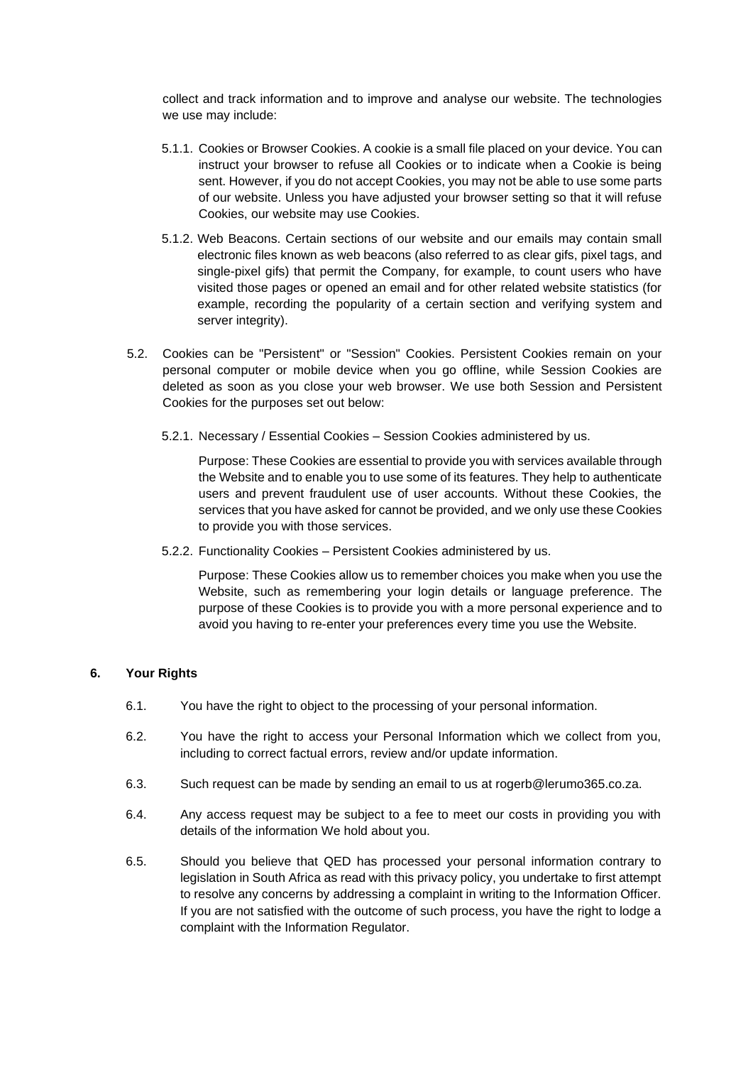collect and track information and to improve and analyse our website. The technologies we use may include:

5.1.1. Cookies or Browser Cookies. A cookie is a small file placed on your device. You can instruct your browser to refuse all Cookies or to indicate when a Cookie is being sent. However, if you do not accept Cookies, you may not be able to use some parts of our website. Unless you have adjusted your browser setting so that it will refuse Cookies, our website may use Cookies.

5.1.2. Web Beacons. Certain sections of our website and our emails may contain small electronic files known as web beacons (also referred to as clear gifs, pixel tags, and single-pixel gifs) that permit the Company, for example, to count users who have visited those pages or opened an email and for other related website statistics (for example, recording the popularity of a certain section and verifying system and server integrity).

5.2. Cookies can be "Persistent" or "Session" Cookies. Persistent Cookies remain on your personal computer or mobile device when you go offline, while Session Cookies are deleted as soon as you close your web browser. We use both Session and Persistent Cookies for the purposes set out below:

5.2.1. Necessary / Essential Cookies – Session Cookies administered by us.

Purpose: These Cookies are essential to provide you with services available through the Website and to enable you to use some of its features. They help to authenticate users and prevent fraudulent use of user accounts. Without these Cookies, the services that you have asked for cannot be provided, and we only use these Cookies to provide you with those services.

5.2.2. Functionality Cookies – Persistent Cookies administered by us.

Purpose: These Cookies allow us to remember choices you make when you use the Website, such as remembering your login details or language preference. The purpose of these Cookies is to provide you with a more personal experience and to avoid you having to re-enter your preferences every time you use the Website.

**6. Your Rights**

6.1. You have the right to object to the processing of your personal information.

6.2. You have the right to access your Personal Information which we collect from you, including to correct factual errors, review and/or update information.

6.3. Such request can be made by sending an email to us at rogerb@lerumo365.co.za.

6.4. Any access request may be subject to a fee to meet our costs in providing you with details of the information We hold about you.

6.5. Should you believe that QED has processed your personal information contrary to legislation in South Africa as read with this privacy policy, you undertake to first attempt to resolve any concerns by addressing a complaint in writing to the Information Officer. If you are not satisfied with the outcome of such process, you have the right to lodge a complaint with the Information Regulator.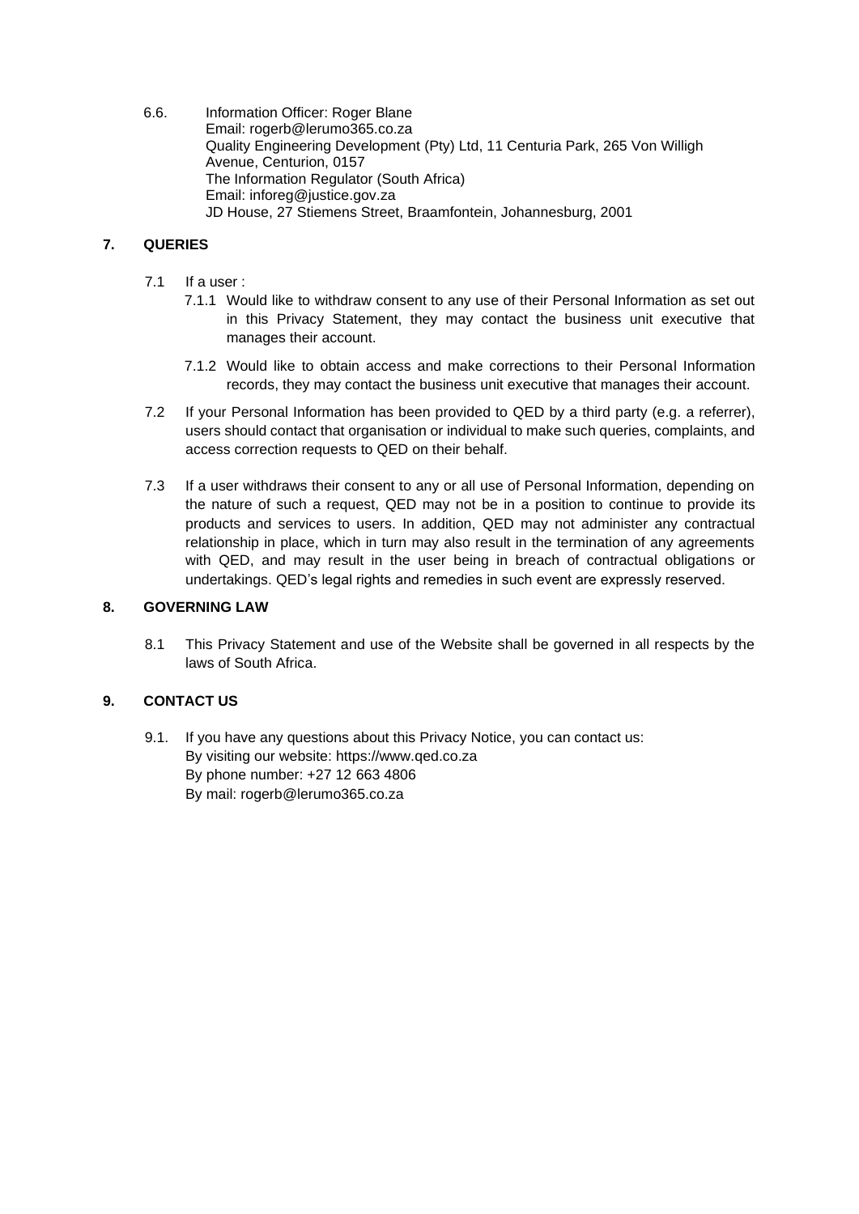6.6. Information Officer: Roger Blane
Email: rogerb@lerumo365.co.za
Quality Engineering Development (Pty) Ltd, 11 Centuria Park, 265 Von Willigh Avenue, Centurion, 0157
The Information Regulator (South Africa)
Email: inforeg@justice.gov.za
JD House, 27 Stiemens Street, Braamfontein, Johannesburg, 2001

## 7. QUERIES

7.1 If a user :

7.1.1 Would like to withdraw consent to any use of their Personal Information as set out in this Privacy Statement, they may contact the business unit executive that manages their account.

7.1.2 Would like to obtain access and make corrections to their Personal Information records, they may contact the business unit executive that manages their account.

7.2 If your Personal Information has been provided to QED by a third party (e.g. a referrer), users should contact that organisation or individual to make such queries, complaints, and access correction requests to QED on their behalf.

7.3 If a user withdraws their consent to any or all use of Personal Information, depending on the nature of such a request, QED may not be in a position to continue to provide its products and services to users. In addition, QED may not administer any contractual relationship in place, which in turn may also result in the termination of any agreements with QED, and may result in the user being in breach of contractual obligations or undertakings. QED's legal rights and remedies in such event are expressly reserved.

## 8. GOVERNING LAW

8.1 This Privacy Statement and use of the Website shall be governed in all respects by the laws of South Africa.

## 9. CONTACT US

9.1. If you have any questions about this Privacy Notice, you can contact us:
By visiting our website: https://www.qed.co.za
By phone number: +27 12 663 4806
By mail: rogerb@lerumo365.co.za